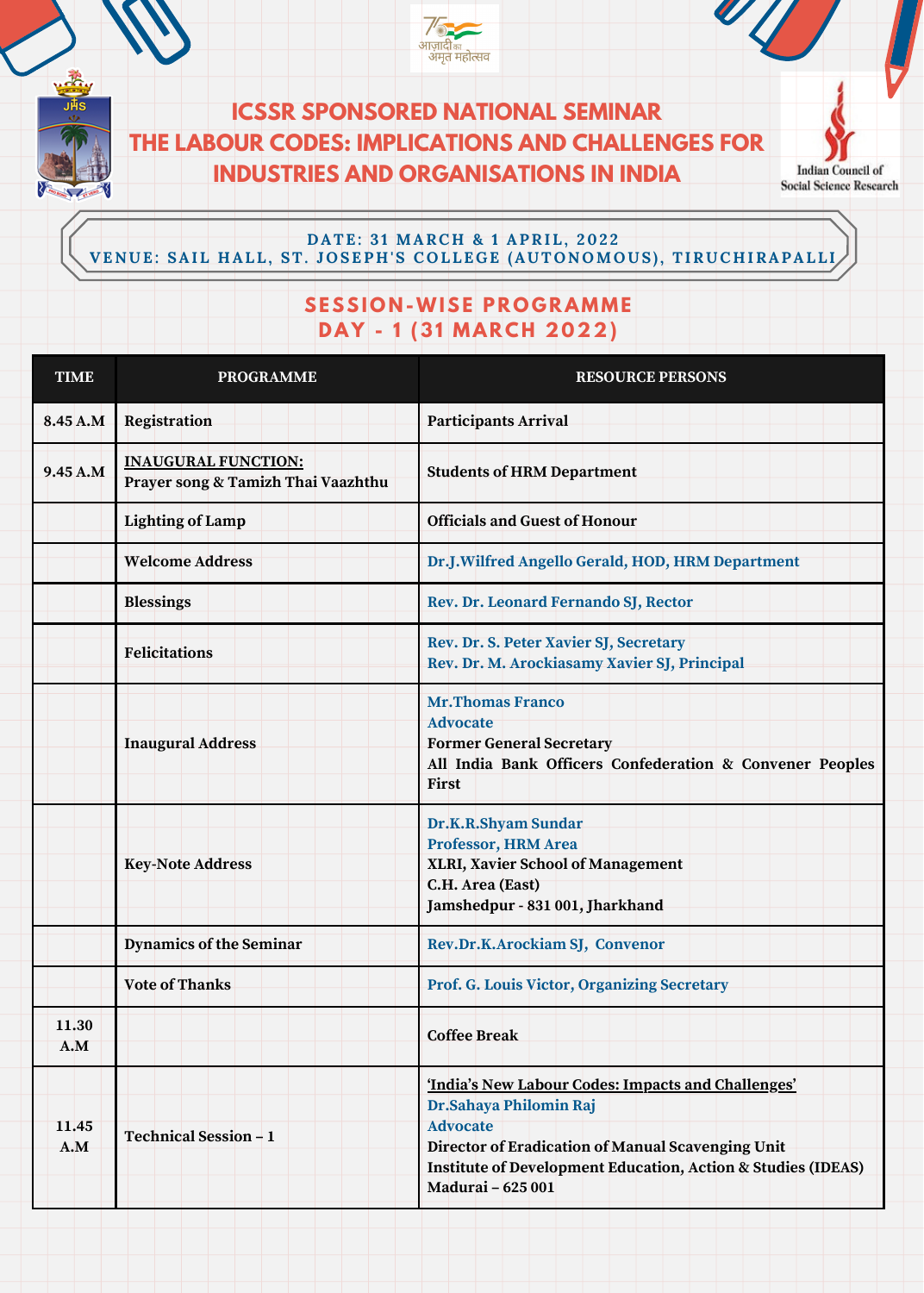# ICSSR SPONSORED NATIONAL SEMINAR
# THE LABOUR CODES: IMPLICATIONS AND CHALLENGES FOR INDUSTRIES AND ORGANISATIONS IN INDIA

Indian Council of Social Science Research

**DATE: 31 MARCH & 1 APRIL, 2022**
**VENUE: SAIL HALL, ST. JOSEPH'S COLLEGE (AUTONOMOUS), TIRUCHIRAPALLI**

## SESSION-WISE PROGRAMME
## DAY - 1 (31 MARCH 2022)

| TIME | PROGRAMME | RESOURCE PERSONS |
|---|---|---|
| 8.45 A.M | Registration | Participants Arrival |
| 9.45 A.M | INAUGURAL FUNCTION:<br>Prayer song & Tamizh Thai Vaazhthu | Students of HRM Department |
| | Lighting of Lamp | Officials and Guest of Honour |
| | Welcome Address | Dr.J.Wilfred Angello Gerald, HOD, HRM Department |
| | Blessings | Rev. Dr. Leonard Fernando SJ, Rector |
| | Felicitations | Rev. Dr. S. Peter Xavier SJ, Secretary<br>Rev. Dr. M. Arockiasamy Xavier SJ, Principal |
| | Inaugural Address | Mr.Thomas Franco<br>Advocate<br>Former General Secretary<br>All India Bank Officers Confederation & Convener Peoples First |
| | Key-Note Address | Dr.K.R.Shyam Sundar<br>Professor, HRM Area<br>XLRI, Xavier School of Management<br>C.H. Area (East)<br>Jamshedpur - 831 001, Jharkhand |
| | Dynamics of the Seminar | Rev.Dr.K.Arockiam SJ, Convenor |
| | Vote of Thanks | Prof. G. Louis Victor, Organizing Secretary |
| 11.30 A.M | | Coffee Break |
| 11.45 A.M | Technical Session – 1 | 'India's New Labour Codes: Impacts and Challenges'<br>Dr.Sahaya Philomin Raj<br>Advocate<br>Director of Eradication of Manual Scavenging Unit<br>Institute of Development Education, Action & Studies (IDEAS)<br>Madurai – 625 001 |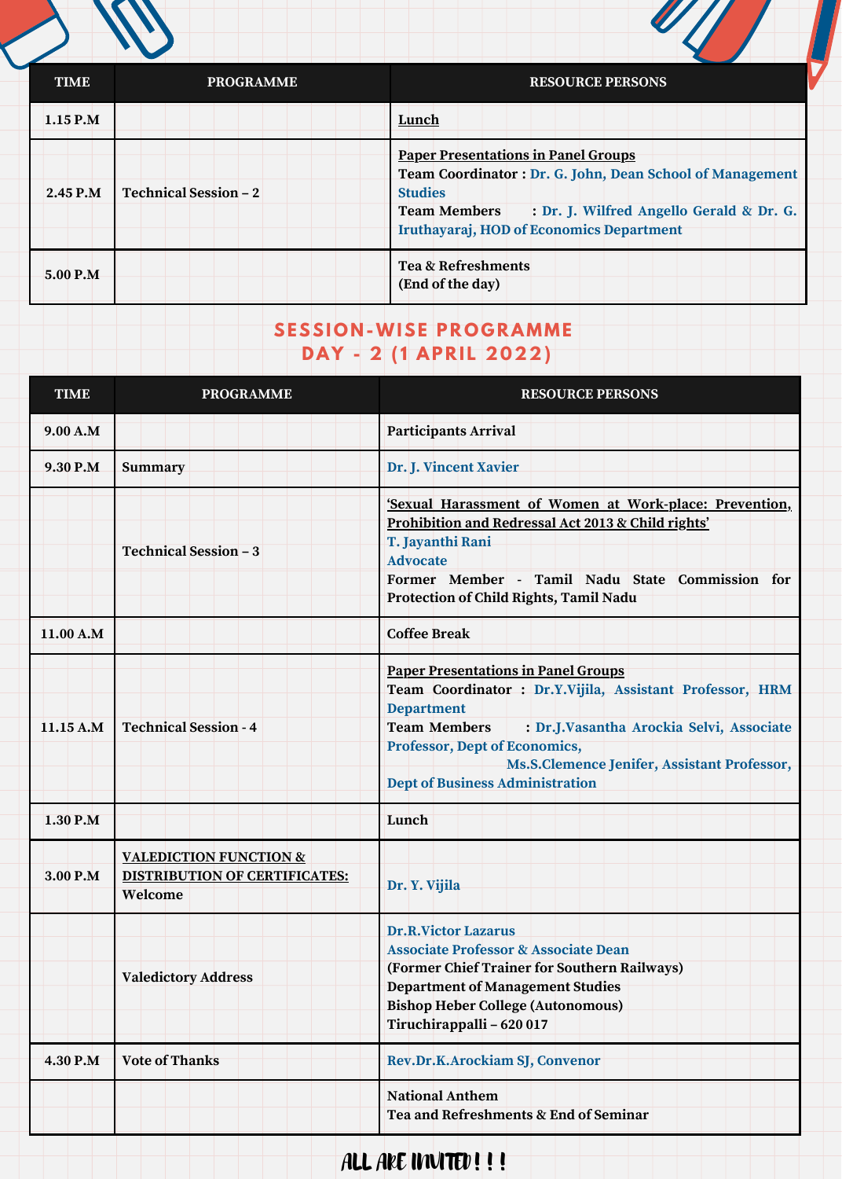| TIME | PROGRAMME | RESOURCE PERSONS |
|---|---|---|
| 1.15 P.M | | Lunch |
| 2.45 P.M | Technical Session – 2 | Paper Presentations in Panel Groups<br>Team Coordinator : Dr. G. John, Dean School of Management Studies<br>Team Members : Dr. J. Wilfred Angello Gerald & Dr. G. Iruthayaraj, HOD of Economics Department |
| 5.00 P.M | | Tea & Refreshments<br>(End of the day) |

## SESSION-WISE PROGRAMME
## DAY - 2 (1 APRIL 2022)

| TIME | PROGRAMME | RESOURCE PERSONS |
|---|---|---|
| 9.00 A.M | | Participants Arrival |
| 9.30 P.M | Summary | Dr. J. Vincent Xavier |
| | Technical Session – 3 | 'Sexual Harassment of Women at Work-place: Prevention, Prohibition and Redressal Act 2013 & Child rights'<br>T. Jayanthi Rani<br>Advocate<br>Former Member - Tamil Nadu State Commission for Protection of Child Rights, Tamil Nadu |
| 11.00 A.M | | Coffee Break |
| 11.15 A.M | Technical Session - 4 | Paper Presentations in Panel Groups<br>Team Coordinator : Dr.Y.Vijila, Assistant Professor, HRM Department<br>Team Members : Dr.J.Vasantha Arockia Selvi, Associate Professor, Dept of Economics,<br>Ms.S.Clemence Jenifer, Assistant Professor, Dept of Business Administration |
| 1.30 P.M | | Lunch |
| 3.00 P.M | VALEDICTION FUNCTION & DISTRIBUTION OF CERTIFICATES:<br>Welcome | Dr. Y. Vijila |
| | Valedictory Address | Dr.R.Victor Lazarus<br>Associate Professor & Associate Dean<br>(Former Chief Trainer for Southern Railways)<br>Department of Management Studies<br>Bishop Heber College (Autonomous)<br>Tiruchirappalli – 620 017 |
| 4.30 P.M | Vote of Thanks | Rev.Dr.K.Arockiam SJ, Convenor |
| | | National Anthem<br>Tea and Refreshments & End of Seminar |

**ALL ARE INVITED!!!**